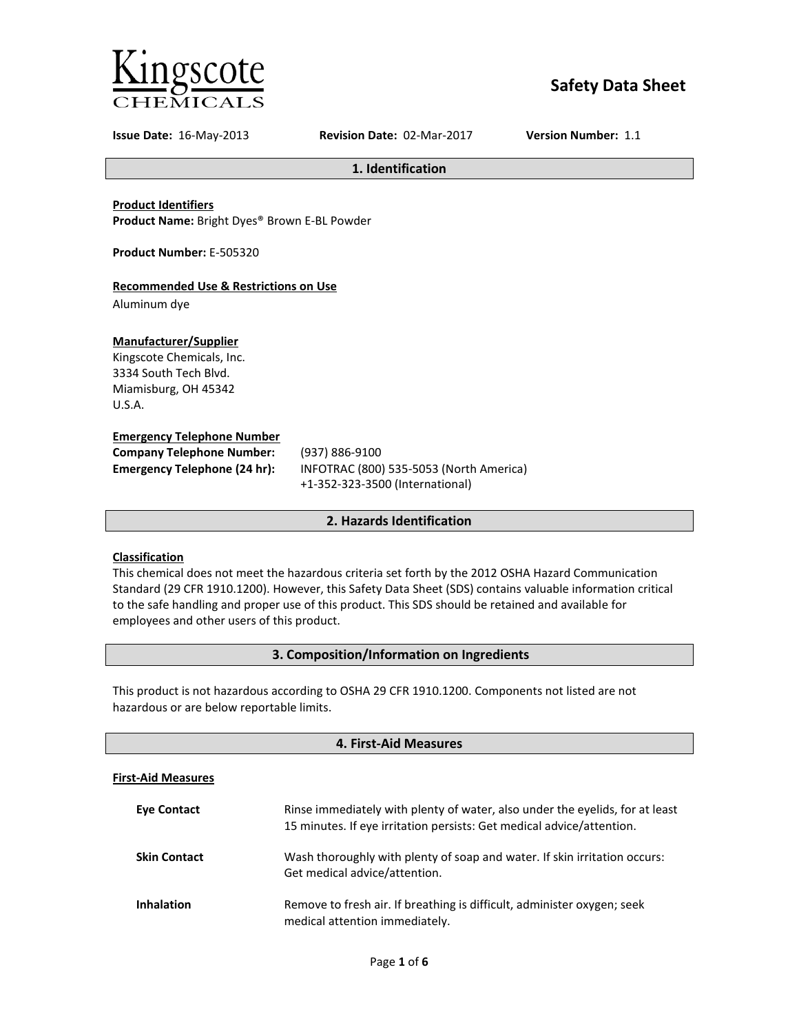Kingscote CHEMICALS

# Safety Data Sheet

**Issue Date:** 16-May-2013 **Revision Date:** 02-Mar-2017 **Version Number:** 1.1

## 1. Identification

**Product Identifiers**
**Product Name:** Bright Dyes® Brown E-BL Powder

**Product Number:** E-505320

**Recommended Use & Restrictions on Use**
Aluminum dye

**Manufacturer/Supplier**
Kingscote Chemicals, Inc.
3334 South Tech Blvd.
Miamisburg, OH 45342
U.S.A.

**Emergency Telephone Number**

| | |
|---|---|
| **Company Telephone Number:** | (937) 886-9100 |
| **Emergency Telephone (24 hr):** | INFOTRAC (800) 535-5053 (North America)<br>+1-352-323-3500 (International) |

## 2. Hazards Identification

**Classification**
This chemical does not meet the hazardous criteria set forth by the 2012 OSHA Hazard Communication Standard (29 CFR 1910.1200). However, this Safety Data Sheet (SDS) contains valuable information critical to the safe handling and proper use of this product. This SDS should be retained and available for employees and other users of this product.

## 3. Composition/Information on Ingredients

This product is not hazardous according to OSHA 29 CFR 1910.1200. Components not listed are not hazardous or are below reportable limits.

## 4. First-Aid Measures

**First-Aid Measures**

| | |
|---|---|
| **Eye Contact** | Rinse immediately with plenty of water, also under the eyelids, for at least 15 minutes. If eye irritation persists: Get medical advice/attention. |
| **Skin Contact** | Wash thoroughly with plenty of soap and water. If skin irritation occurs: Get medical advice/attention. |
| **Inhalation** | Remove to fresh air. If breathing is difficult, administer oxygen; seek medical attention immediately. |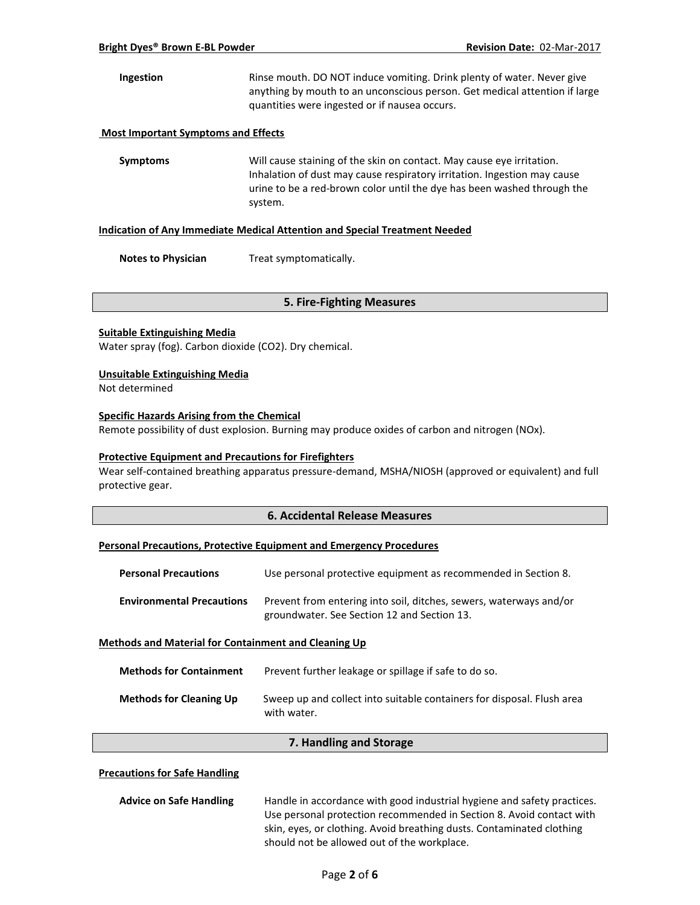**Ingestion** Rinse mouth. DO NOT induce vomiting. Drink plenty of water. Never give anything by mouth to an unconscious person. Get medical attention if large quantities were ingested or if nausea occurs.

**Most Important Symptoms and Effects**

**Symptoms** Will cause staining of the skin on contact. May cause eye irritation. Inhalation of dust may cause respiratory irritation. Ingestion may cause urine to be a red-brown color until the dye has been washed through the system.

**Indication of Any Immediate Medical Attention and Special Treatment Needed**

**Notes to Physician** Treat symptomatically.

## 5. Fire-Fighting Measures

**Suitable Extinguishing Media**

Water spray (fog). Carbon dioxide ($CO_2$). Dry chemical.

**Unsuitable Extinguishing Media**

Not determined

**Specific Hazards Arising from the Chemical**

Remote possibility of dust explosion. Burning may produce oxides of carbon and nitrogen (NOx).

**Protective Equipment and Precautions for Firefighters**

Wear self-contained breathing apparatus pressure-demand, MSHA/NIOSH (approved or equivalent) and full protective gear.

## 6. Accidental Release Measures

**Personal Precautions, Protective Equipment and Emergency Procedures**

**Personal Precautions** Use personal protective equipment as recommended in Section 8.

**Environmental Precautions** Prevent from entering into soil, ditches, sewers, waterways and/or groundwater. See Section 12 and Section 13.

**Methods and Material for Containment and Cleaning Up**

**Methods for Containment** Prevent further leakage or spillage if safe to do so.

**Methods for Cleaning Up** Sweep up and collect into suitable containers for disposal. Flush area with water.

## 7. Handling and Storage

**Precautions for Safe Handling**

**Advice on Safe Handling** Handle in accordance with good industrial hygiene and safety practices. Use personal protection recommended in Section 8. Avoid contact with skin, eyes, or clothing. Avoid breathing dusts. Contaminated clothing should not be allowed out of the workplace.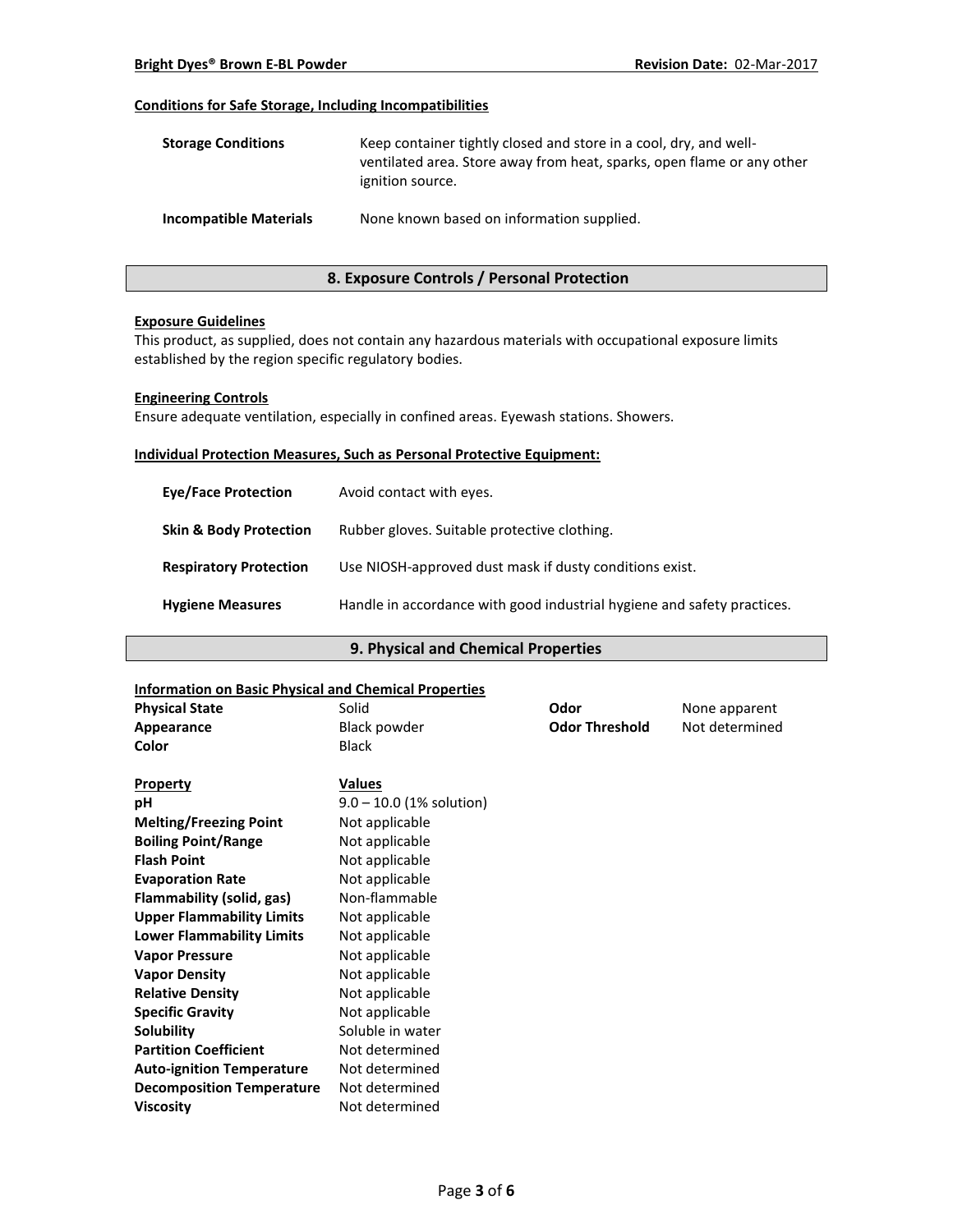#### Conditions for Safe Storage, Including Incompatibilities

| | |
|---|---|
| **Storage Conditions** | Keep container tightly closed and store in a cool, dry, and well-ventilated area. Store away from heat, sparks, open flame or any other ignition source. |
| **Incompatible Materials** | None known based on information supplied. |

## 8. Exposure Controls / Personal Protection

#### Exposure Guidelines

This product, as supplied, does not contain any hazardous materials with occupational exposure limits established by the region specific regulatory bodies.

#### Engineering Controls

Ensure adequate ventilation, especially in confined areas. Eyewash stations. Showers.

#### Individual Protection Measures, Such as Personal Protective Equipment:

| | |
|---|---|
| **Eye/Face Protection** | Avoid contact with eyes. |
| **Skin & Body Protection** | Rubber gloves. Suitable protective clothing. |
| **Respiratory Protection** | Use NIOSH-approved dust mask if dusty conditions exist. |
| **Hygiene Measures** | Handle in accordance with good industrial hygiene and safety practices. |

## 9. Physical and Chemical Properties

#### Information on Basic Physical and Chemical Properties

| | | | |
|---|---|---|---|
| **Physical State** | Solid | **Odor** | None apparent |
| **Appearance** | Black powder | **Odor Threshold** | Not determined |
| **Color** | Black | | |

| Property | Values |
|---|---|
| **pH** | 9.0 – 10.0 (1% solution) |
| **Melting/Freezing Point** | Not applicable |
| **Boiling Point/Range** | Not applicable |
| **Flash Point** | Not applicable |
| **Evaporation Rate** | Not applicable |
| **Flammability (solid, gas)** | Non-flammable |
| **Upper Flammability Limits** | Not applicable |
| **Lower Flammability Limits** | Not applicable |
| **Vapor Pressure** | Not applicable |
| **Vapor Density** | Not applicable |
| **Relative Density** | Not applicable |
| **Specific Gravity** | Not applicable |
| **Solubility** | Soluble in water |
| **Partition Coefficient** | Not determined |
| **Auto-ignition Temperature** | Not determined |
| **Decomposition Temperature** | Not determined |
| **Viscosity** | Not determined |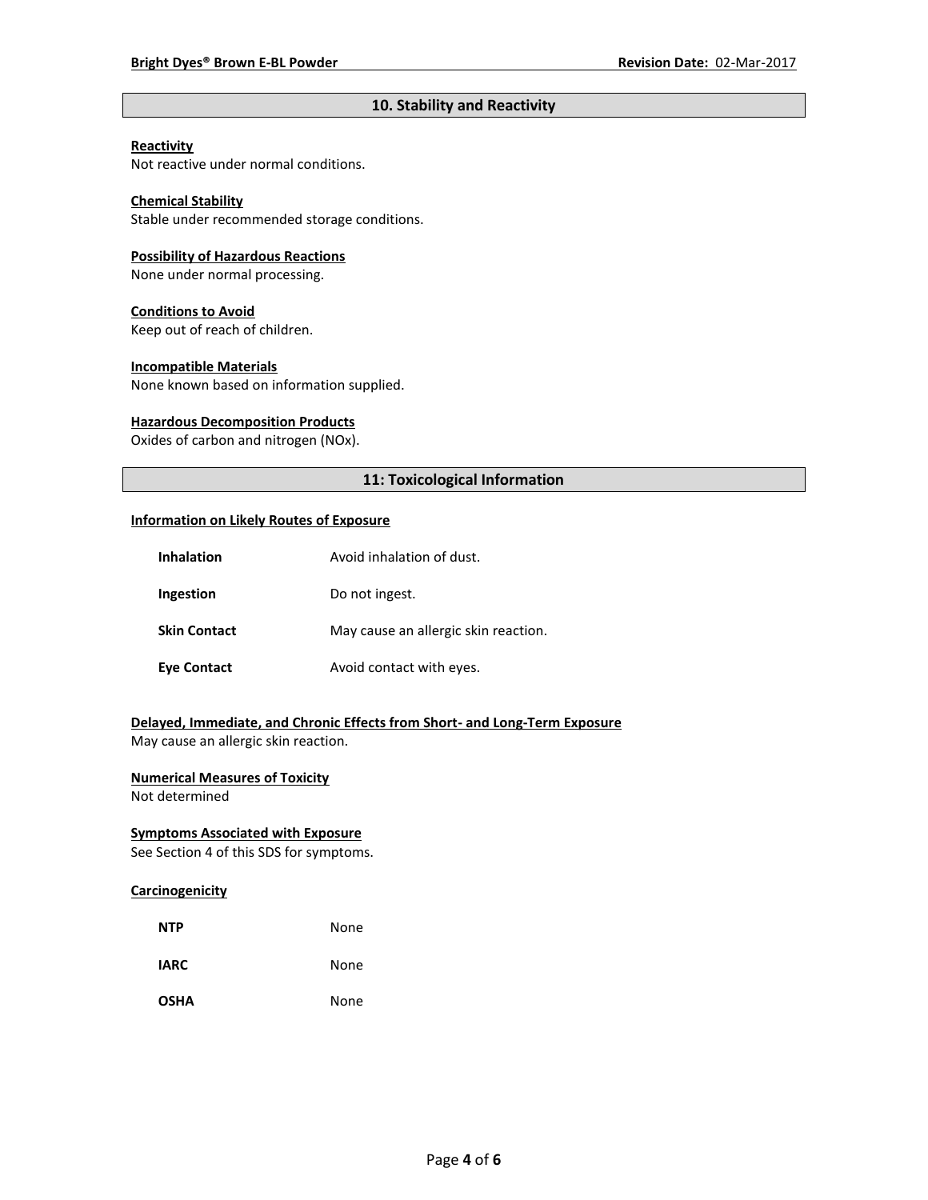## 10. Stability and Reactivity

**Reactivity**
Not reactive under normal conditions.

**Chemical Stability**
Stable under recommended storage conditions.

**Possibility of Hazardous Reactions**
None under normal processing.

**Conditions to Avoid**
Keep out of reach of children.

**Incompatible Materials**
None known based on information supplied.

**Hazardous Decomposition Products**
Oxides of carbon and nitrogen (NOx).

## 11: Toxicological Information

**Information on Likely Routes of Exposure**

| | |
|---|---|
| **Inhalation** | Avoid inhalation of dust. |
| **Ingestion** | Do not ingest. |
| **Skin Contact** | May cause an allergic skin reaction. |
| **Eye Contact** | Avoid contact with eyes. |

**Delayed, Immediate, and Chronic Effects from Short- and Long-Term Exposure**
May cause an allergic skin reaction.

**Numerical Measures of Toxicity**
Not determined

**Symptoms Associated with Exposure**
See Section 4 of this SDS for symptoms.

**Carcinogenicity**

| | |
|---|---|
| **NTP** | None |
| **IARC** | None |
| **OSHA** | None |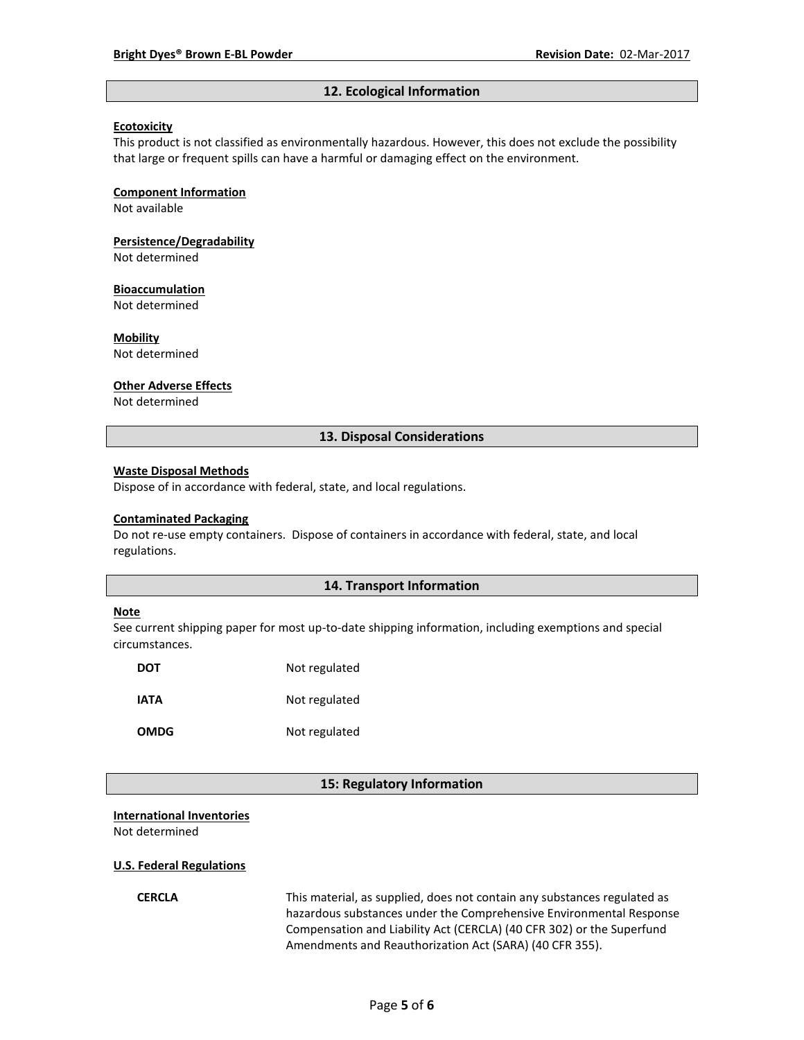## 12. Ecological Information

**Ecotoxicity**

This product is not classified as environmentally hazardous. However, this does not exclude the possibility that large or frequent spills can have a harmful or damaging effect on the environment.

**Component Information**

Not available

**Persistence/Degradability**

Not determined

**Bioaccumulation**

Not determined

**Mobility**

Not determined

**Other Adverse Effects**

Not determined

## 13. Disposal Considerations

**Waste Disposal Methods**

Dispose of in accordance with federal, state, and local regulations.

**Contaminated Packaging**

Do not re-use empty containers. Dispose of containers in accordance with federal, state, and local regulations.

## 14. Transport Information

**Note**

See current shipping paper for most up-to-date shipping information, including exemptions and special circumstances.

| | |
|---|---|
| **DOT** | Not regulated |
| **IATA** | Not regulated |
| **OMDG** | Not regulated |

## 15: Regulatory Information

**International Inventories**

Not determined

**U.S. Federal Regulations**

| | |
|---|---|
| **CERCLA** | This material, as supplied, does not contain any substances regulated as hazardous substances under the Comprehensive Environmental Response Compensation and Liability Act (CERCLA) (40 CFR 302) or the Superfund Amendments and Reauthorization Act (SARA) (40 CFR 355). |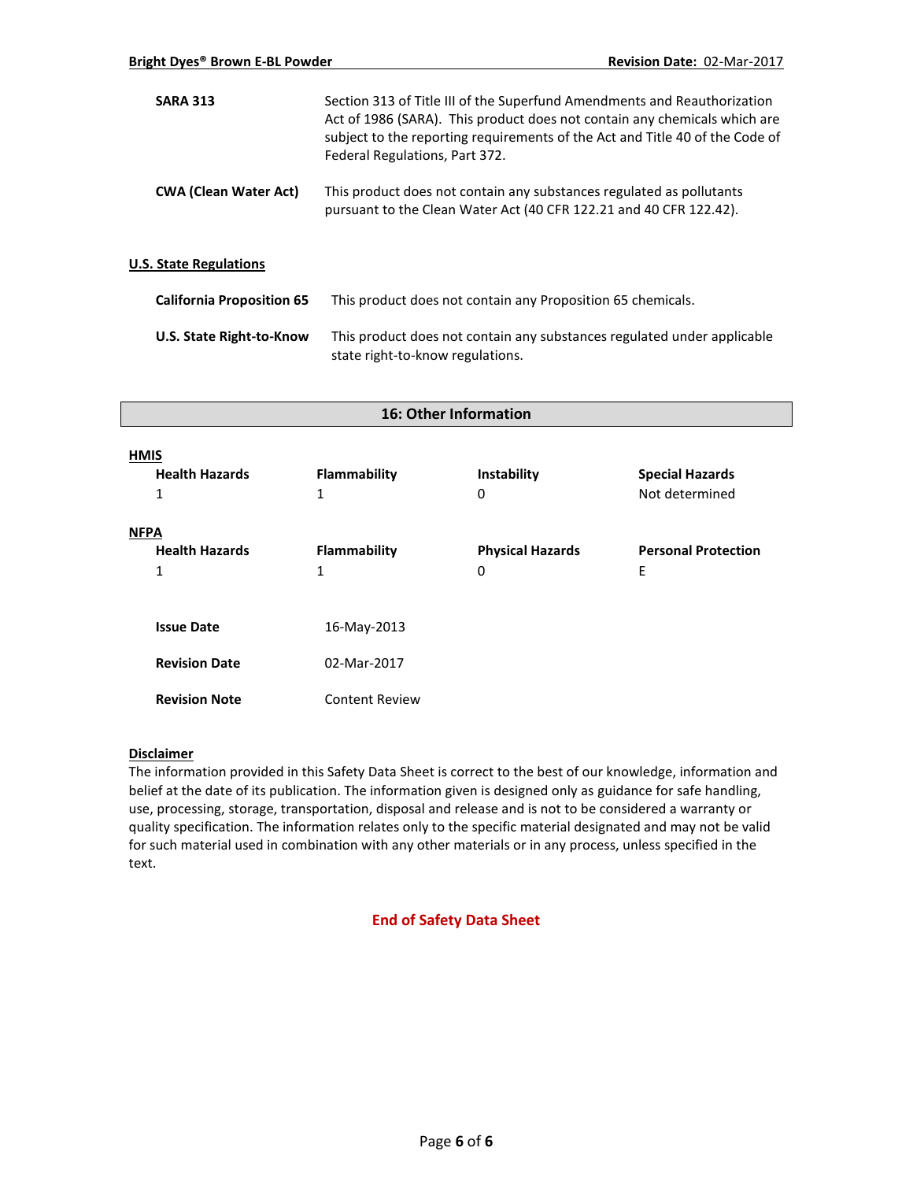| | |
|---|---|
| **SARA 313** | Section 313 of Title III of the Superfund Amendments and Reauthorization Act of 1986 (SARA). This product does not contain any chemicals which are subject to the reporting requirements of the Act and Title 40 of the Code of Federal Regulations, Part 372. |
| **CWA (Clean Water Act)** | This product does not contain any substances regulated as pollutants pursuant to the Clean Water Act (40 CFR 122.21 and 40 CFR 122.42). |

**U.S. State Regulations**

| | |
|---|---|
| **California Proposition 65** | This product does not contain any Proposition 65 chemicals. |
| **U.S. State Right-to-Know** | This product does not contain any substances regulated under applicable state right-to-know regulations. |

## 16: Other Information

**HMIS**

| Health Hazards | Flammability | Instability | Special Hazards |
|---|---|---|---|
| 1 | 1 | 0 | Not determined |

**NFPA**

| Health Hazards | Flammability | Physical Hazards | Personal Protection |
|---|---|---|---|
| 1 | 1 | 0 | E |

| | |
|---|---|
| **Issue Date** | 16-May-2013 |
| **Revision Date** | 02-Mar-2017 |
| **Revision Note** | Content Review |

**Disclaimer**

The information provided in this Safety Data Sheet is correct to the best of our knowledge, information and belief at the date of its publication. The information given is designed only as guidance for safe handling, use, processing, storage, transportation, disposal and release and is not to be considered a warranty or quality specification. The information relates only to the specific material designated and may not be valid for such material used in combination with any other materials or in any process, unless specified in the text.

**End of Safety Data Sheet**